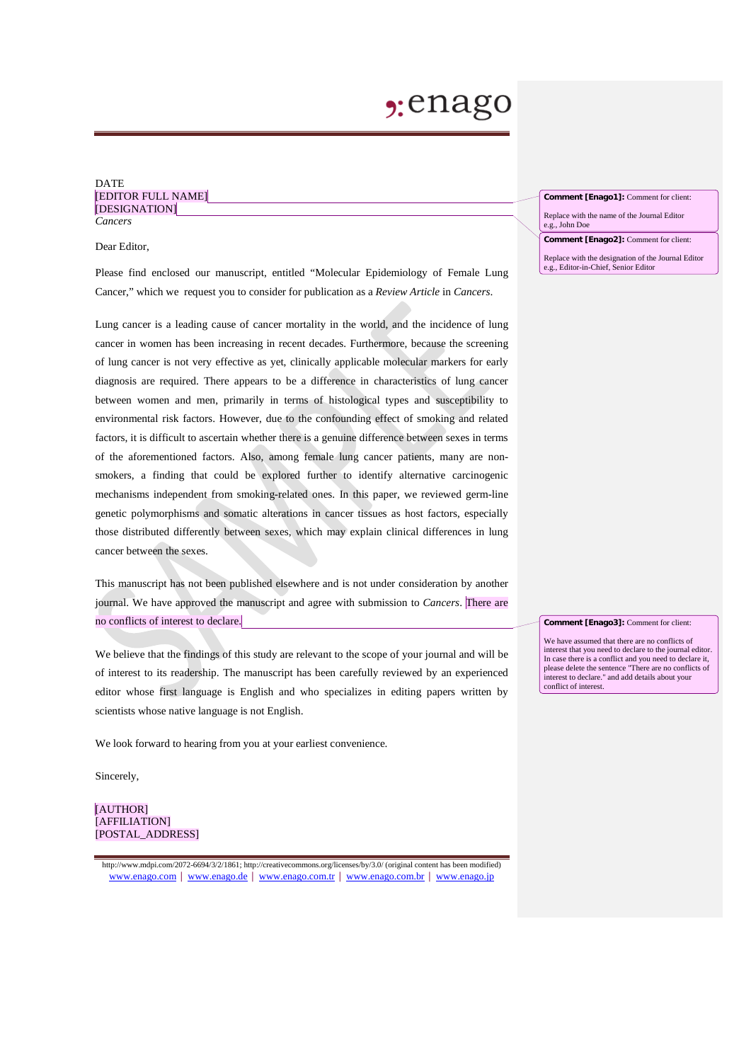DATE
[EDITOR FULL NAME]
[DESIGNATION]
*Cancers*

Dear Editor,

Please find enclosed our manuscript, entitled "Molecular Epidemiology of Female Lung Cancer," which we request you to consider for publication as a *Review Article* in *Cancers*.

Lung cancer is a leading cause of cancer mortality in the world, and the incidence of lung cancer in women has been increasing in recent decades. Furthermore, because the screening of lung cancer is not very effective as yet, clinically applicable molecular markers for early diagnosis are required. There appears to be a difference in characteristics of lung cancer between women and men, primarily in terms of histological types and susceptibility to environmental risk factors. However, due to the confounding effect of smoking and related factors, it is difficult to ascertain whether there is a genuine difference between sexes in terms of the aforementioned factors. Also, among female lung cancer patients, many are non-smokers, a finding that could be explored further to identify alternative carcinogenic mechanisms independent from smoking-related ones. In this paper, we reviewed germ-line genetic polymorphisms and somatic alterations in cancer tissues as host factors, especially those distributed differently between sexes, which may explain clinical differences in lung cancer between the sexes.

This manuscript has not been published elsewhere and is not under consideration by another journal. We have approved the manuscript and agree with submission to *Cancers*. There are no conflicts of interest to declare.

We believe that the findings of this study are relevant to the scope of your journal and will be of interest to its readership. The manuscript has been carefully reviewed by an experienced editor whose first language is English and who specializes in editing papers written by scientists whose native language is not English.

We look forward to hearing from you at your earliest convenience.

Sincerely,

[AUTHOR]
[AFFILIATION]
[POSTAL_ADDRESS]

**Comment [Enago1]:** Comment for client:

Replace with the name of the Journal Editor e.g., John Doe

**Comment [Enago2]:** Comment for client:

Replace with the designation of the Journal Editor e.g., Editor-in-Chief, Senior Editor

**Comment [Enago3]:** Comment for client:

We have assumed that there are no conflicts of interest that you need to declare to the journal editor. In case there is a conflict and you need to declare it, please delete the sentence "There are no conflicts of interest to declare." and add details about your conflict of interest.

http://www.mdpi.com/2072-6694/3/2/1861; http://creativecommons.org/licenses/by/3.0/ (original content has been modified)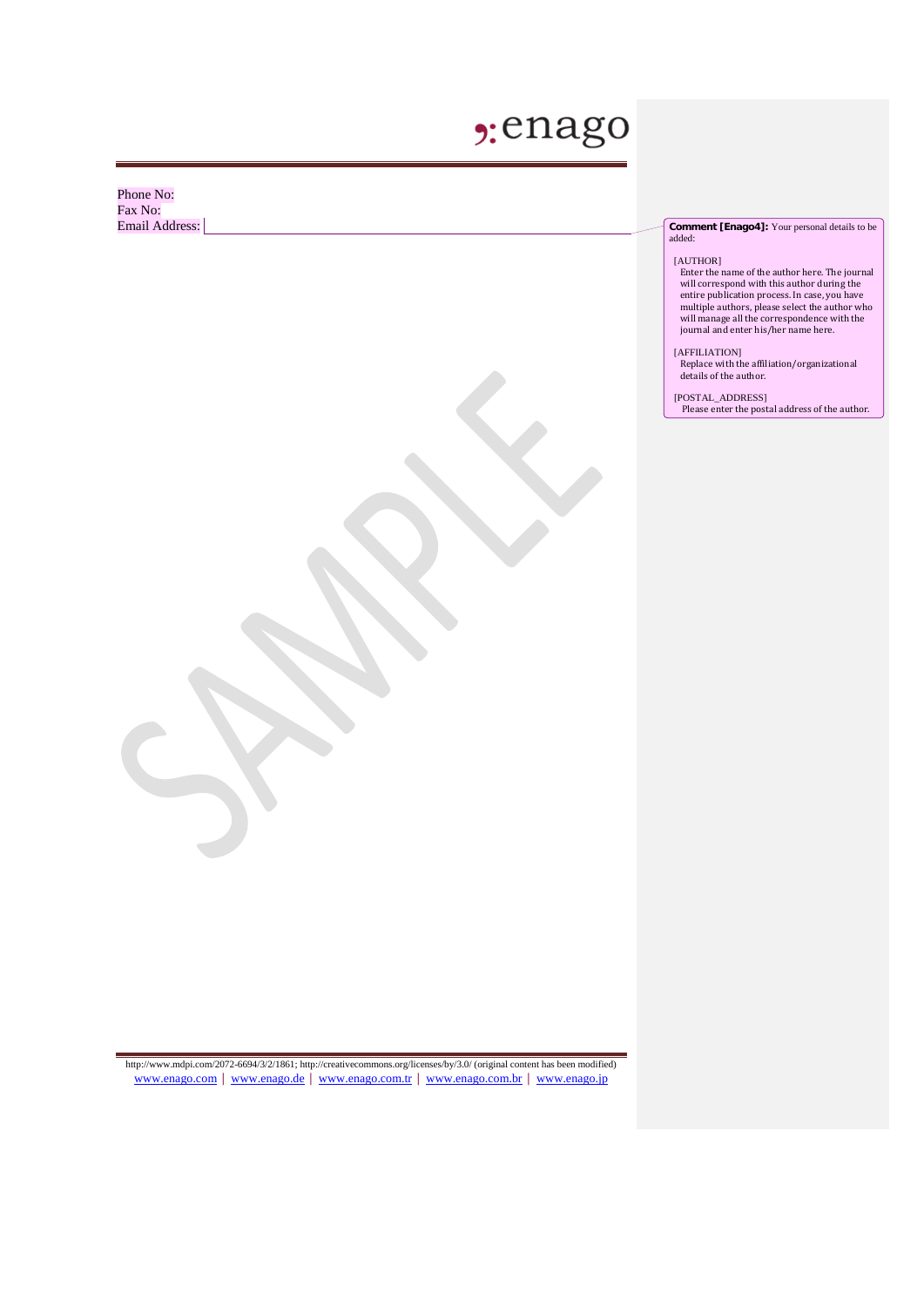Phone No:
Fax No:
Email Address:

**Comment [Enago4]:** Your personal details to be added:

[AUTHOR]
Enter the name of the author here. The journal will correspond with this author during the entire publication process. In case, you have multiple authors, please select the author who will manage all the correspondence with the journal and enter his/her name here.

[AFFILIATION]
Replace with the affiliation/organizational details of the author.

[POSTAL_ADDRESS]
Please enter the postal address of the author.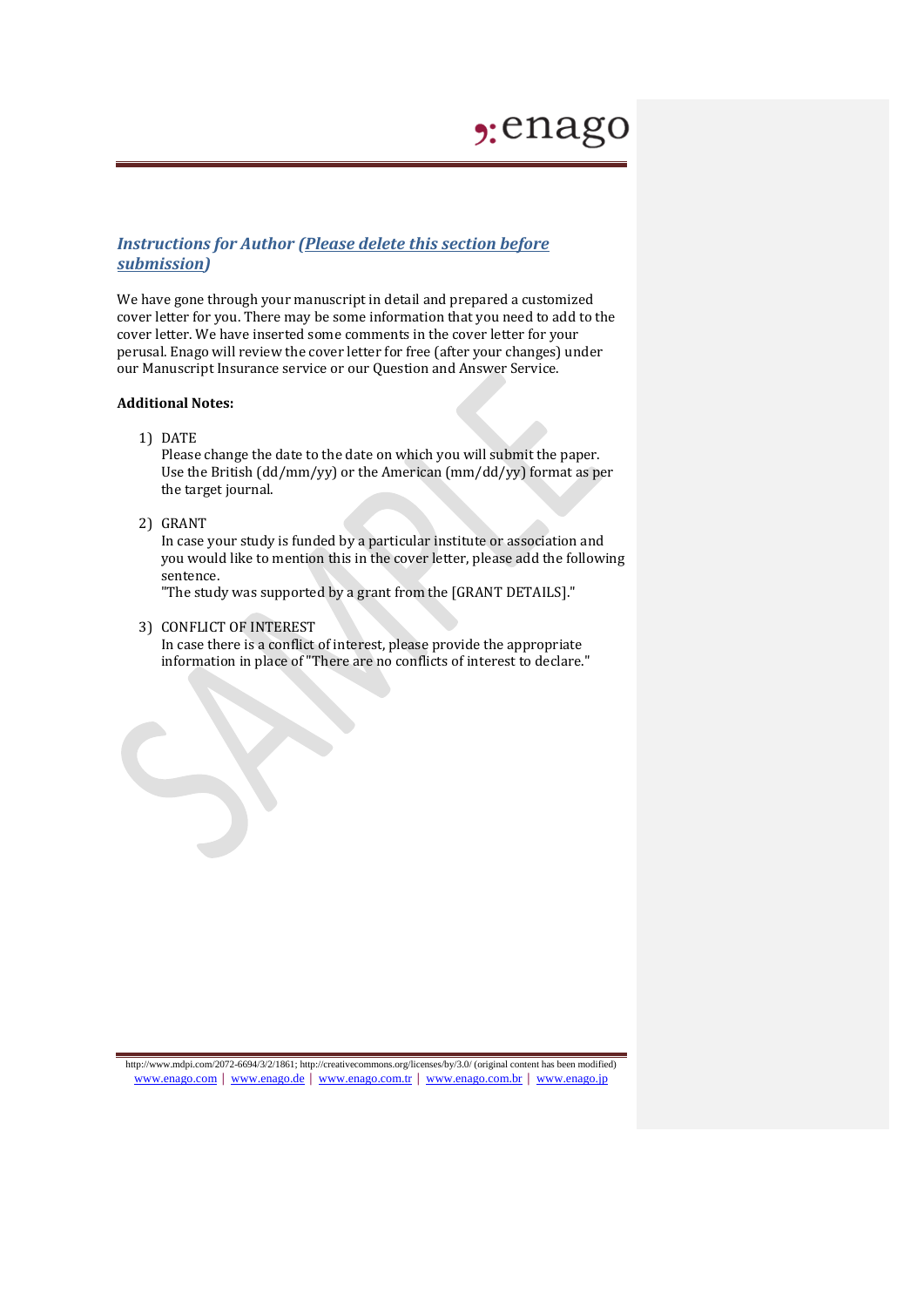## *Instructions for Author (Please delete this section before submission)*

We have gone through your manuscript in detail and prepared a customized cover letter for you. There may be some information that you need to add to the cover letter. We have inserted some comments in the cover letter for your perusal. Enago will review the cover letter for free (after your changes) under our Manuscript Insurance service or our Question and Answer Service.

**Additional Notes:**

1) DATE
   Please change the date to the date on which you will submit the paper. Use the British (dd/mm/yy) or the American (mm/dd/yy) format as per the target journal.

2) GRANT
   In case your study is funded by a particular institute or association and you would like to mention this in the cover letter, please add the following sentence.
   "The study was supported by a grant from the [GRANT DETAILS]."

3) CONFLICT OF INTEREST
   In case there is a conflict of interest, please provide the appropriate information in place of "There are no conflicts of interest to declare."